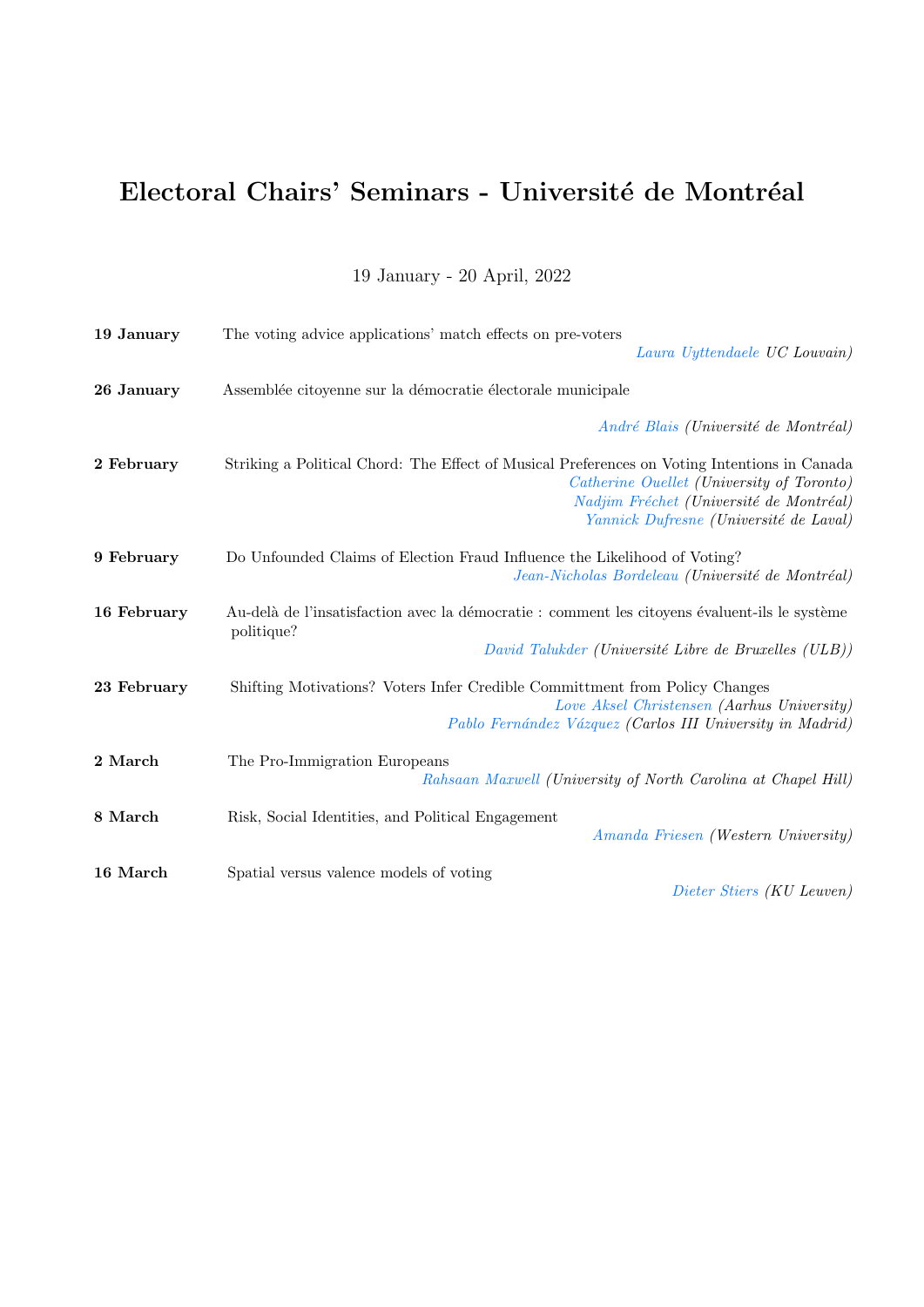# Electoral Chairs' Seminars - Université de Montréal

19 January - 20 April, 2022

**19 January** The voting advice applications' match effects on pre-voters

*Laura Uyttendaele UC Louvain)*

**26 January** Assemblée citoyenne sur la démocratie électorale municipale

*André Blais (Université de Montréal)*

**2 February** Striking a Political Chord: The Effect of Musical Preferences on Voting Intentions in Canada

*Catherine Ouellet (University of Toronto)*
*Nadjim Fréchet (Université de Montréal)*
*Yannick Dufresne (Université de Laval)*

**9 February** Do Unfounded Claims of Election Fraud Influence the Likelihood of Voting?

*Jean-Nicholas Bordeleau (Université de Montréal)*

**16 February** Au-delà de l'insatisfaction avec la démocratie : comment les citoyens évaluent-ils le système politique?

*David Talukder (Université Libre de Bruxelles (ULB))*

**23 February** Shifting Motivations? Voters Infer Credible Committment from Policy Changes

*Love Aksel Christensen (Aarhus University)*
*Pablo Fernández Vázquez (Carlos III University in Madrid)*

**2 March** The Pro-Immigration Europeans

*Rahsaan Maxwell (University of North Carolina at Chapel Hill)*

**8 March** Risk, Social Identities, and Political Engagement

*Amanda Friesen (Western University)*

**16 March** Spatial versus valence models of voting

*Dieter Stiers (KU Leuven)*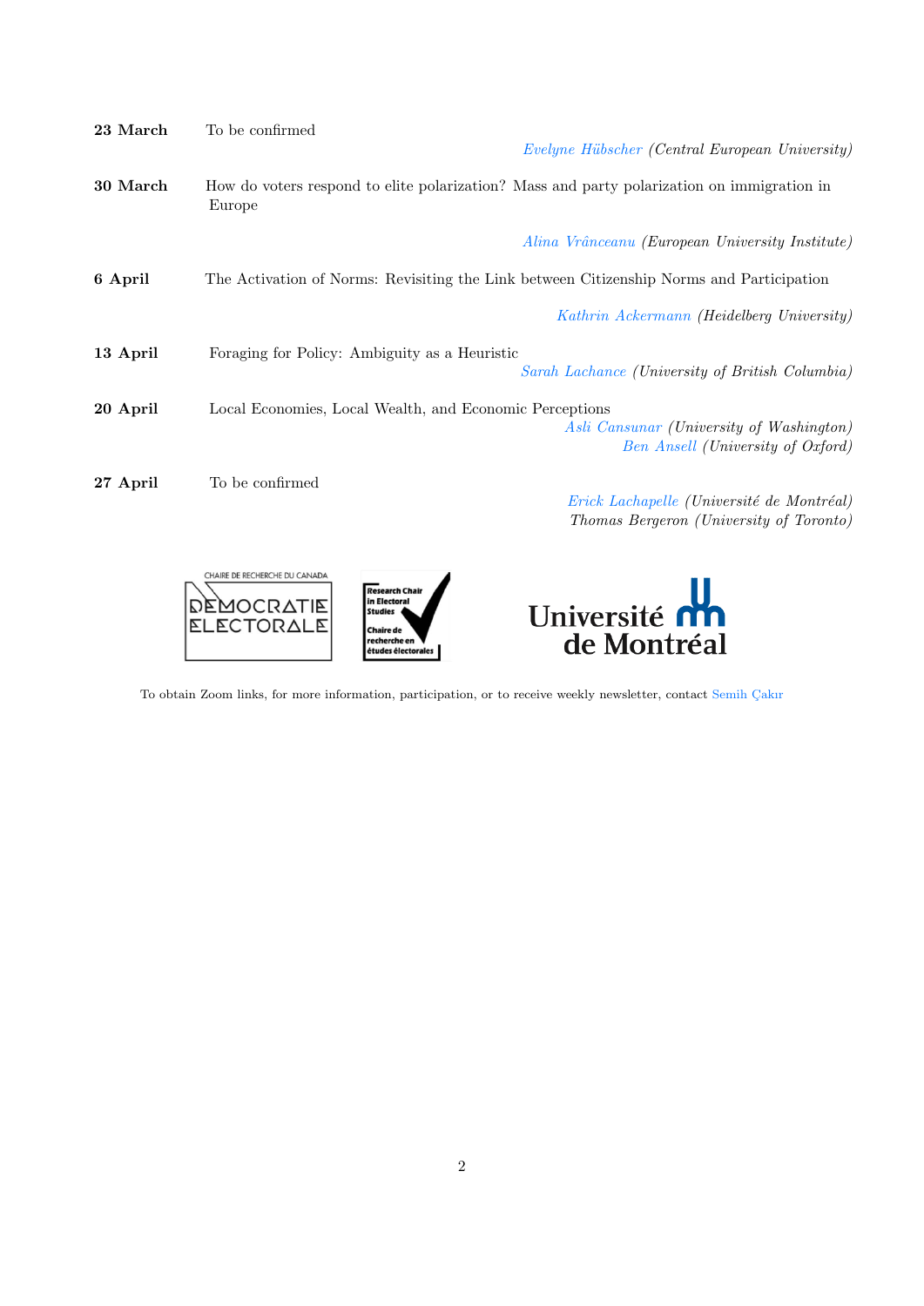**23 March** To be confirmed

*Evelyne Hübscher (Central European University)*

**30 March** How do voters respond to elite polarization? Mass and party polarization on immigration in Europe

*Alina Vrânceanu (European University Institute)*

**6 April** The Activation of Norms: Revisiting the Link between Citizenship Norms and Participation

*Kathrin Ackermann (Heidelberg University)*

**13 April** Foraging for Policy: Ambiguity as a Heuristic

*Sarah Lachance (University of British Columbia)*

**20 April** Local Economies, Local Wealth, and Economic Perceptions

*Asli Cansunar (University of Washington)*
*Ben Ansell (University of Oxford)*

**27 April** To be confirmed

*Erick Lachapelle (Université de Montréal)*
*Thomas Bergeron (University of Toronto)*

CHAIRE DE RECHERCHE DU CANADA DÉMOCRATIE ÉLECTORALE

Research Chair in Electoral Studies
Chaire de recherche en études électorales

Université de Montréal

To obtain Zoom links, for more information, participation, or to receive weekly newsletter, contact Semih Çakır